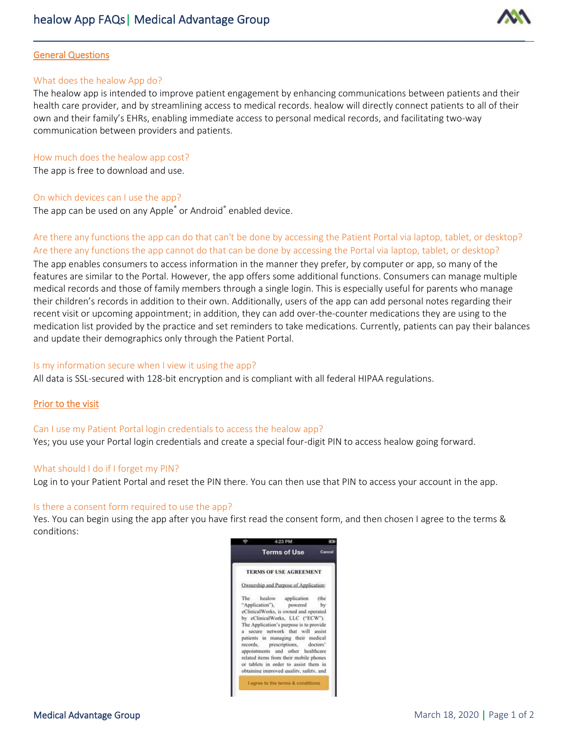# healow App FAQs | Medical Advantage Group

## General Questions

### What does the healow App do?

The healow app is intended to improve patient engagement by enhancing communications between patients and their health care provider, and by streamlining access to medical records. healow will directly connect patients to all of their own and their family's EHRs, enabling immediate access to personal medical records, and facilitating two-way communication between providers and patients.

### How much does the healow app cost?

The app is free to download and use.

### On which devices can I use the app?

The app can be used on any Apple® or Android® enabled device.

### Are there any functions the app can do that can't be done by accessing the Patient Portal via laptop, tablet, or desktop? Are there any functions the app cannot do that can be done by accessing the Portal via laptop, tablet, or desktop?

The app enables consumers to access information in the manner they prefer, by computer or app, so many of the features are similar to the Portal. However, the app offers some additional functions. Consumers can manage multiple medical records and those of family members through a single login. This is especially useful for parents who manage their children's records in addition to their own. Additionally, users of the app can add personal notes regarding their recent visit or upcoming appointment; in addition, they can add over-the-counter medications they are using to the medication list provided by the practice and set reminders to take medications. Currently, patients can pay their balances and update their demographics only through the Patient Portal.

### Is my information secure when I view it using the app?

All data is SSL-secured with 128-bit encryption and is compliant with all federal HIPAA regulations.

## Prior to the visit

### Can I use my Patient Portal login credentials to access the healow app?

Yes; you use your Portal login credentials and create a special four-digit PIN to access healow going forward.

### What should I do if I forget my PIN?

Log in to your Patient Portal and reset the PIN there. You can then use that PIN to access your account in the app.

### Is there a consent form required to use the app?

Yes. You can begin using the app after you have first read the consent form, and then chosen I agree to the terms & conditions: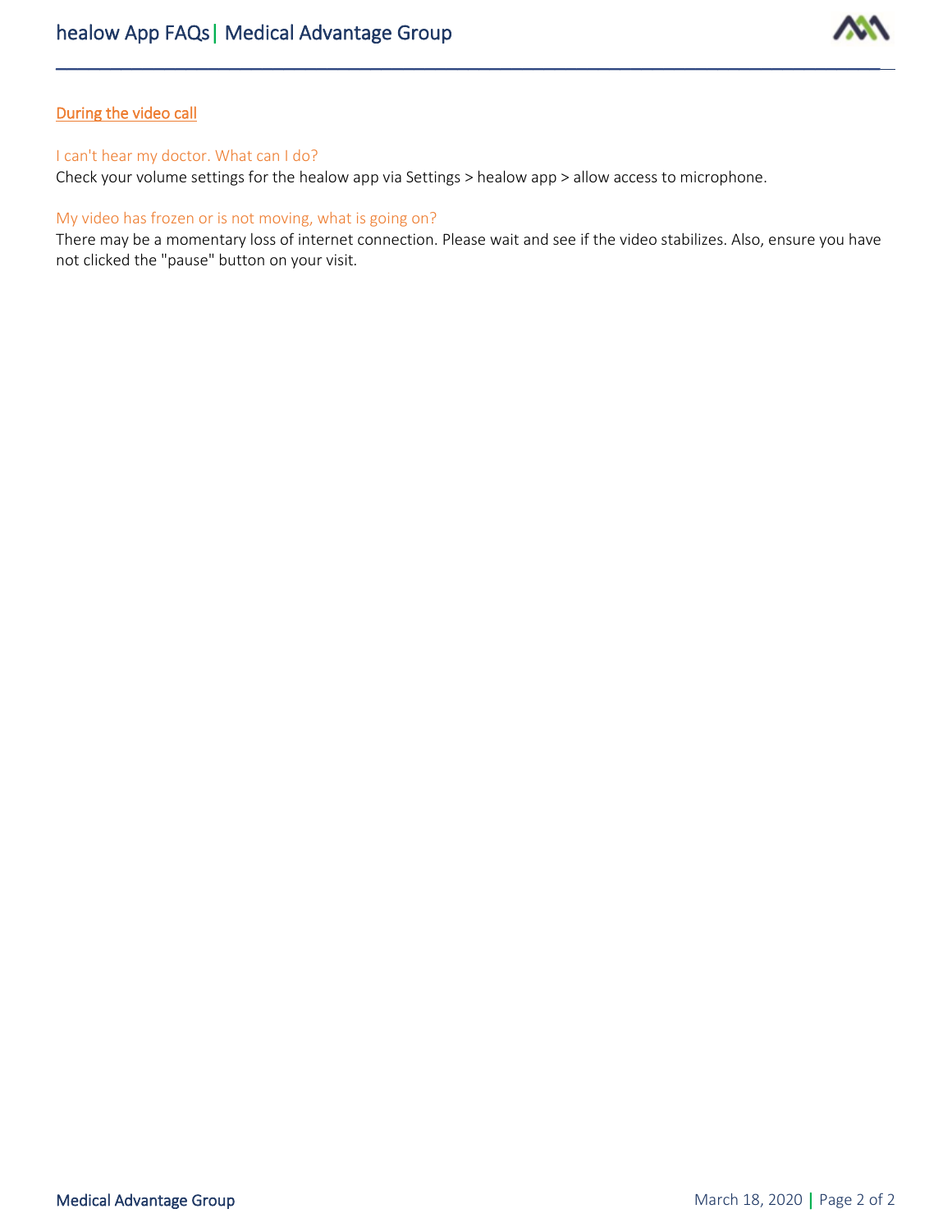## During the video call

### I can't hear my doctor. What can I do?

Check your volume settings for the healow app via Settings > healow app > allow access to microphone.

### My video has frozen or is not moving, what is going on?

There may be a momentary loss of internet connection. Please wait and see if the video stabilizes. Also, ensure you have not clicked the "pause" button on your visit.